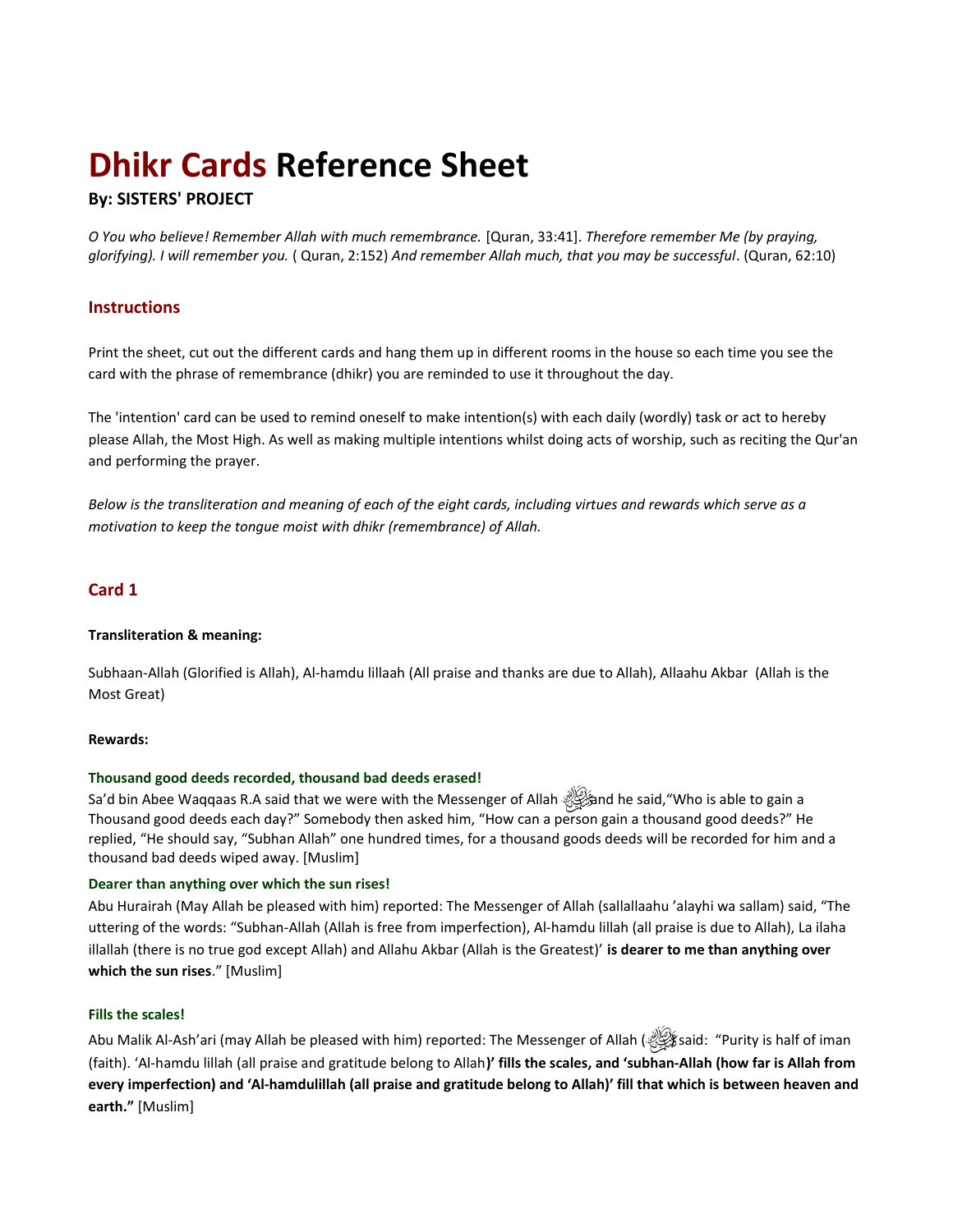# Dhikr Cards Reference Sheet

**By: SISTERS' PROJECT**

*O You who believe! Remember Allah with much remembrance.* [Quran, 33:41]. *Therefore remember Me (by praying, glorifying). I will remember you.* ( Quran, 2:152) *And remember Allah much, that you may be successful*. (Quran, 62:10)

## Instructions

Print the sheet, cut out the different cards and hang them up in different rooms in the house so each time you see the card with the phrase of remembrance (dhikr) you are reminded to use it throughout the day.

The 'intention' card can be used to remind oneself to make intention(s) with each daily (wordly) task or act to hereby please Allah, the Most High. As well as making multiple intentions whilst doing acts of worship, such as reciting the Qur'an and performing the prayer.

*Below is the transliteration and meaning of each of the eight cards, including virtues and rewards which serve as a motivation to keep the tongue moist with dhikr (remembrance) of Allah.*

## Card 1

**Transliteration & meaning:**

Subhaan-Allah (Glorified is Allah), Al-hamdu lillaah (All praise and thanks are due to Allah), Allaahu Akbar (Allah is the Most Great)

**Rewards:**

**Thousand good deeds recorded, thousand bad deeds erased!**

Sa'd bin Abee Waqqaas R.A said that we were with the Messenger of Allah ﷺ and he said,"Who is able to gain a Thousand good deeds each day?" Somebody then asked him, "How can a person gain a thousand good deeds?" He replied, "He should say, "Subhan Allah" one hundred times, for a thousand goods deeds will be recorded for him and a thousand bad deeds wiped away. [Muslim]

**Dearer than anything over which the sun rises!**

Abu Hurairah (May Allah be pleased with him) reported: The Messenger of Allah (sallallaahu 'alayhi wa sallam) said, "The uttering of the words: "Subhan-Allah (Allah is free from imperfection), Al-hamdu lillah (all praise is due to Allah), La ilaha illallah (there is no true god except Allah) and Allahu Akbar (Allah is the Greatest)' **is dearer to me than anything over which the sun rises**." [Muslim]

**Fills the scales!**

Abu Malik Al-Ash'ari (may Allah be pleased with him) reported: The Messenger of Allah (ﷺ) said: "Purity is half of iman (faith). 'Al-hamdu lillah (all praise and gratitude belong to Allah**)' fills the scales, and 'subhan-Allah (how far is Allah from every imperfection) and 'Al-hamdulillah (all praise and gratitude belong to Allah)' fill that which is between heaven and earth."** [Muslim]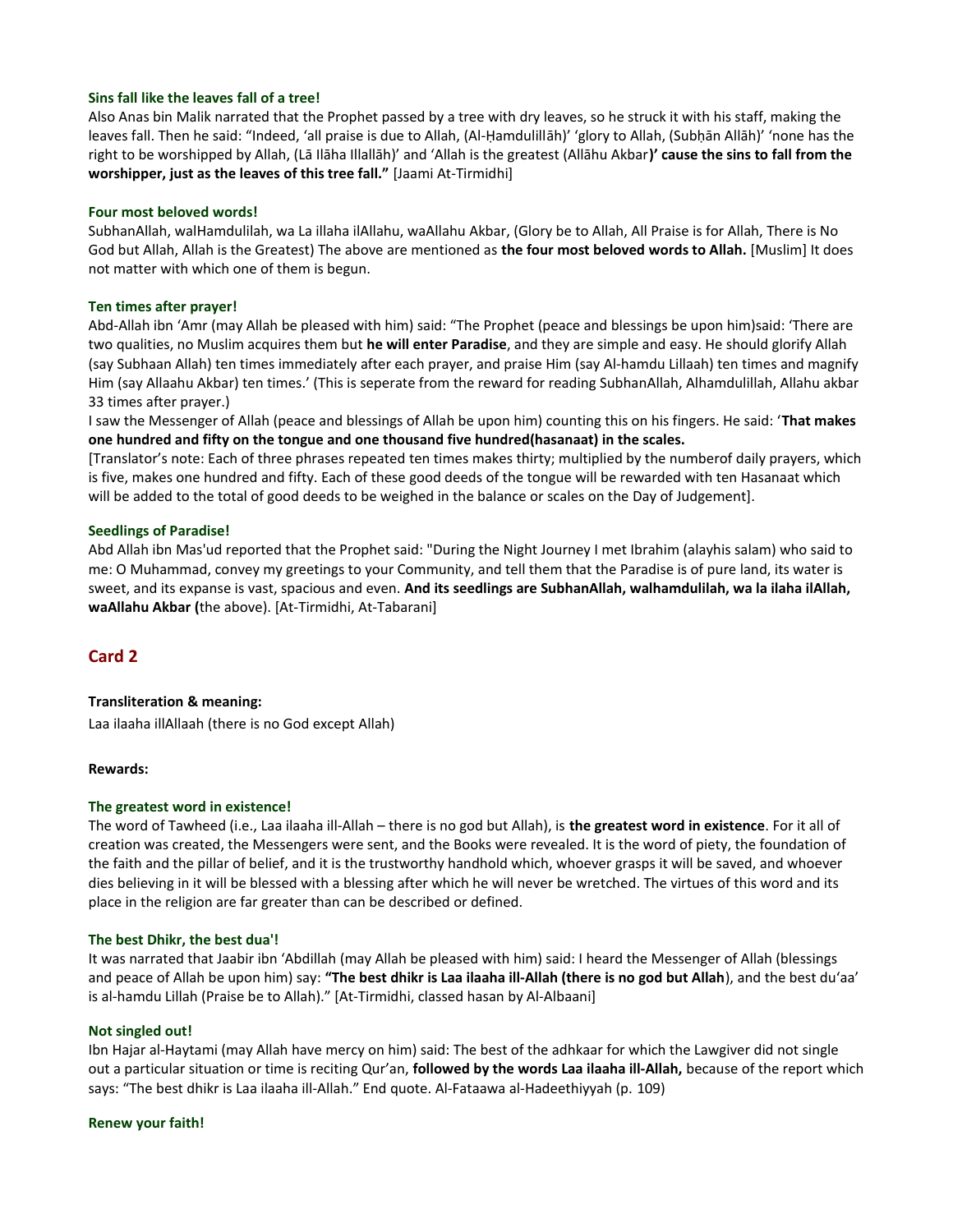#### Sins fall like the leaves fall of a tree!

Also Anas bin Malik narrated that the Prophet passed by a tree with dry leaves, so he struck it with his staff, making the leaves fall. Then he said: "Indeed, 'all praise is due to Allah, (Al-Ḥamdulillāh)' 'glory to Allah, (Subḥān Allāh)' 'none has the right to be worshipped by Allah, (Lā Ilāha Illallāh)' and 'Allah is the greatest (Allāhu Akbar**)' cause the sins to fall from the worshipper, just as the leaves of this tree fall."** [Jaami At-Tirmidhi]

#### Four most beloved words!

SubhanAllah, walHamdulilah, wa La illaha ilAllahu, waAllahu Akbar, (Glory be to Allah, All Praise is for Allah, There is No God but Allah, Allah is the Greatest) The above are mentioned as **the four most beloved words to Allah.** [Muslim] It does not matter with which one of them is begun.

#### Ten times after prayer!

Abd-Allah ibn 'Amr (may Allah be pleased with him) said: "The Prophet (peace and blessings be upon him)said: 'There are two qualities, no Muslim acquires them but **he will enter Paradise**, and they are simple and easy. He should glorify Allah (say Subhaan Allah) ten times immediately after each prayer, and praise Him (say Al-hamdu Lillaah) ten times and magnify Him (say Allaahu Akbar) ten times.' (This is seperate from the reward for reading SubhanAllah, Alhamdulillah, Allahu akbar 33 times after prayer.)

I saw the Messenger of Allah (peace and blessings of Allah be upon him) counting this on his fingers. He said: '**That makes one hundred and fifty on the tongue and one thousand five hundred(hasanaat) in the scales.**

[Translator's note: Each of three phrases repeated ten times makes thirty; multiplied by the numberof daily prayers, which is five, makes one hundred and fifty. Each of these good deeds of the tongue will be rewarded with ten Hasanaat which will be added to the total of good deeds to be weighed in the balance or scales on the Day of Judgement].

#### Seedlings of Paradise!

Abd Allah ibn Mas'ud reported that the Prophet said: "During the Night Journey I met Ibrahim (alayhis salam) who said to me: O Muhammad, convey my greetings to your Community, and tell them that the Paradise is of pure land, its water is sweet, and its expanse is vast, spacious and even. **And its seedlings are SubhanAllah, walhamdulilah, wa la ilaha ilAllah, waAllahu Akbar (**the above). [At-Tirmidhi, At-Tabarani]

## Card 2

**Transliteration & meaning:**

Laa ilaaha illAllaah (there is no God except Allah)

**Rewards:**

#### The greatest word in existence!

The word of Tawheed (i.e., Laa ilaaha ill-Allah – there is no god but Allah), is **the greatest word in existence**. For it all of creation was created, the Messengers were sent, and the Books were revealed. It is the word of piety, the foundation of the faith and the pillar of belief, and it is the trustworthy handhold which, whoever grasps it will be saved, and whoever dies believing in it will be blessed with a blessing after which he will never be wretched. The virtues of this word and its place in the religion are far greater than can be described or defined.

#### The best Dhikr, the best dua'!

It was narrated that Jaabir ibn 'Abdillah (may Allah be pleased with him) said: I heard the Messenger of Allah (blessings and peace of Allah be upon him) say: **"The best dhikr is Laa ilaaha ill-Allah (there is no god but Allah**), and the best du'aa' is al-hamdu Lillah (Praise be to Allah)." [At-Tirmidhi, classed hasan by Al-Albaani]

#### Not singled out!

Ibn Hajar al-Haytami (may Allah have mercy on him) said: The best of the adhkaar for which the Lawgiver did not single out a particular situation or time is reciting Qur'an, **followed by the words Laa ilaaha ill-Allah,** because of the report which says: "The best dhikr is Laa ilaaha ill-Allah." End quote. Al-Fataawa al-Hadeethiyyah (p. 109)

#### Renew your faith!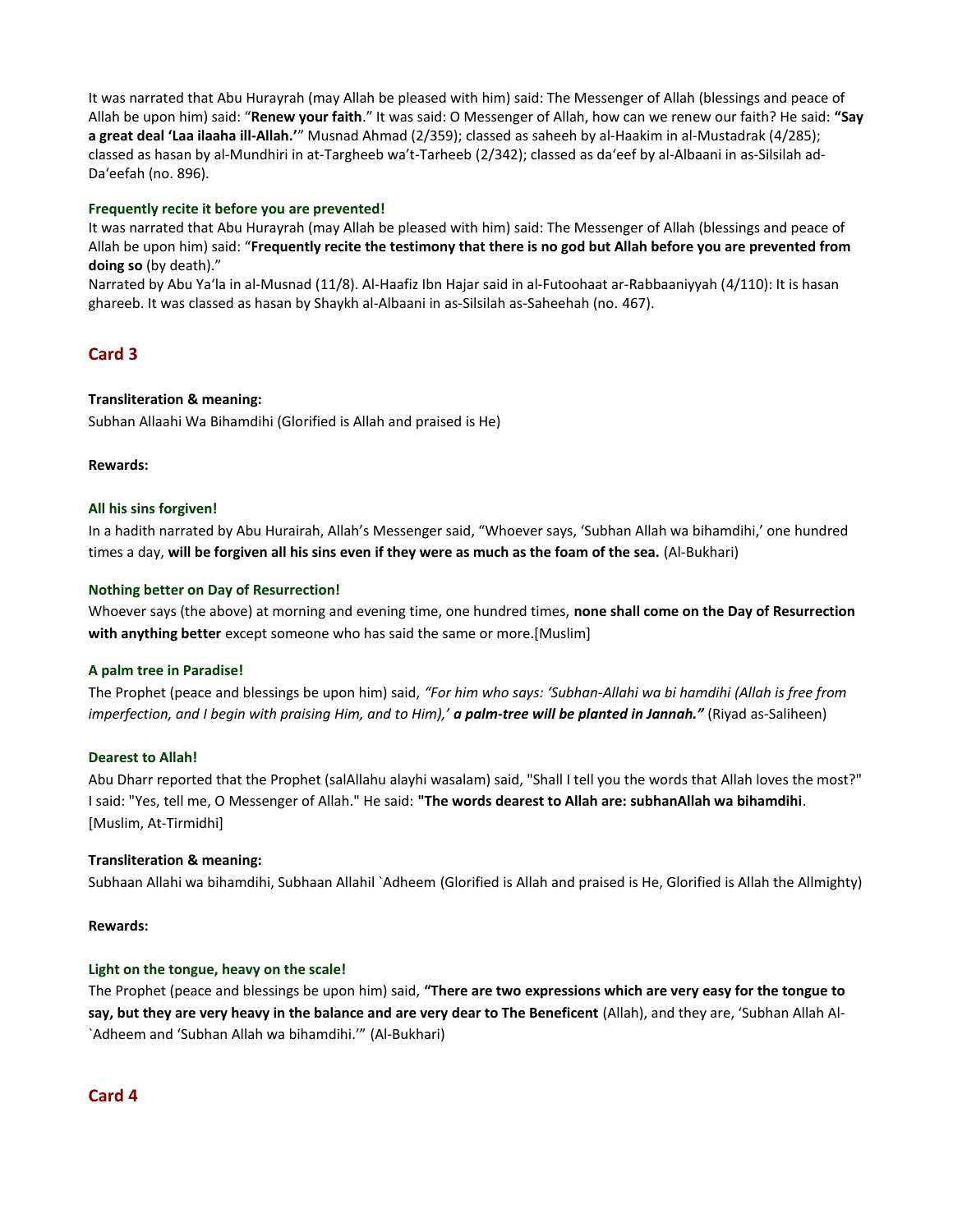It was narrated that Abu Hurayrah (may Allah be pleased with him) said: The Messenger of Allah (blessings and peace of Allah be upon him) said: "**Renew your faith**." It was said: O Messenger of Allah, how can we renew our faith? He said: **"Say a great deal 'Laa ilaaha ill-Allah.'"** Musnad Ahmad (2/359); classed as saheeh by al-Haakim in al-Mustadrak (4/285); classed as hasan by al-Mundhiri in at-Targheeb wa't-Tarheeb (2/342); classed as da'eef by al-Albaani in as-Silsilah ad-Da'eefah (no. 896).

**Frequently recite it before you are prevented!**

It was narrated that Abu Hurayrah (may Allah be pleased with him) said: The Messenger of Allah (blessings and peace of Allah be upon him) said: "**Frequently recite the testimony that there is no god but Allah before you are prevented from doing so** (by death)."

Narrated by Abu Ya'la in al-Musnad (11/8). Al-Haafiz Ibn Hajar said in al-Futoohaat ar-Rabbaaniyyah (4/110): It is hasan ghareeb. It was classed as hasan by Shaykh al-Albaani in as-Silsilah as-Saheehah (no. 467).

## Card 3

**Transliteration & meaning:**

Subhan Allaahi Wa Bihamdihi (Glorified is Allah and praised is He)

**Rewards:**

**All his sins forgiven!**

In a hadith narrated by Abu Hurairah, Allah's Messenger said, "Whoever says, 'Subhan Allah wa bihamdihi,' one hundred times a day, **will be forgiven all his sins even if they were as much as the foam of the sea.** (Al-Bukhari)

**Nothing better on Day of Resurrection!**

Whoever says (the above) at morning and evening time, one hundred times, **none shall come on the Day of Resurrection with anything better** except someone who has said the same or more.[Muslim]

**A palm tree in Paradise!**

The Prophet (peace and blessings be upon him) said, *"For him who says: 'Subhan-Allahi wa bi hamdihi (Allah is free from imperfection, and I begin with praising Him, and to Him),' **a palm-tree will be planted in Jannah."*** (Riyad as-Saliheen)

**Dearest to Allah!**

Abu Dharr reported that the Prophet (salAllahu alayhi wasalam) said, "Shall I tell you the words that Allah loves the most?" I said: "Yes, tell me, O Messenger of Allah." He said: **"The words dearest to Allah are: subhanAllah wa bihamdihi**. [Muslim, At-Tirmidhi]

**Transliteration & meaning:**

Subhaan Allahi wa bihamdihi, Subhaan Allahil `Adheem (Glorified is Allah and praised is He, Glorified is Allah the Allmighty)

**Rewards:**

**Light on the tongue, heavy on the scale!**

The Prophet (peace and blessings be upon him) said, **"There are two expressions which are very easy for the tongue to say, but they are very heavy in the balance and are very dear to The Beneficent** (Allah), and they are, 'Subhan Allah Al-`Adheem and 'Subhan Allah wa bihamdihi.'" (Al-Bukhari)

## Card 4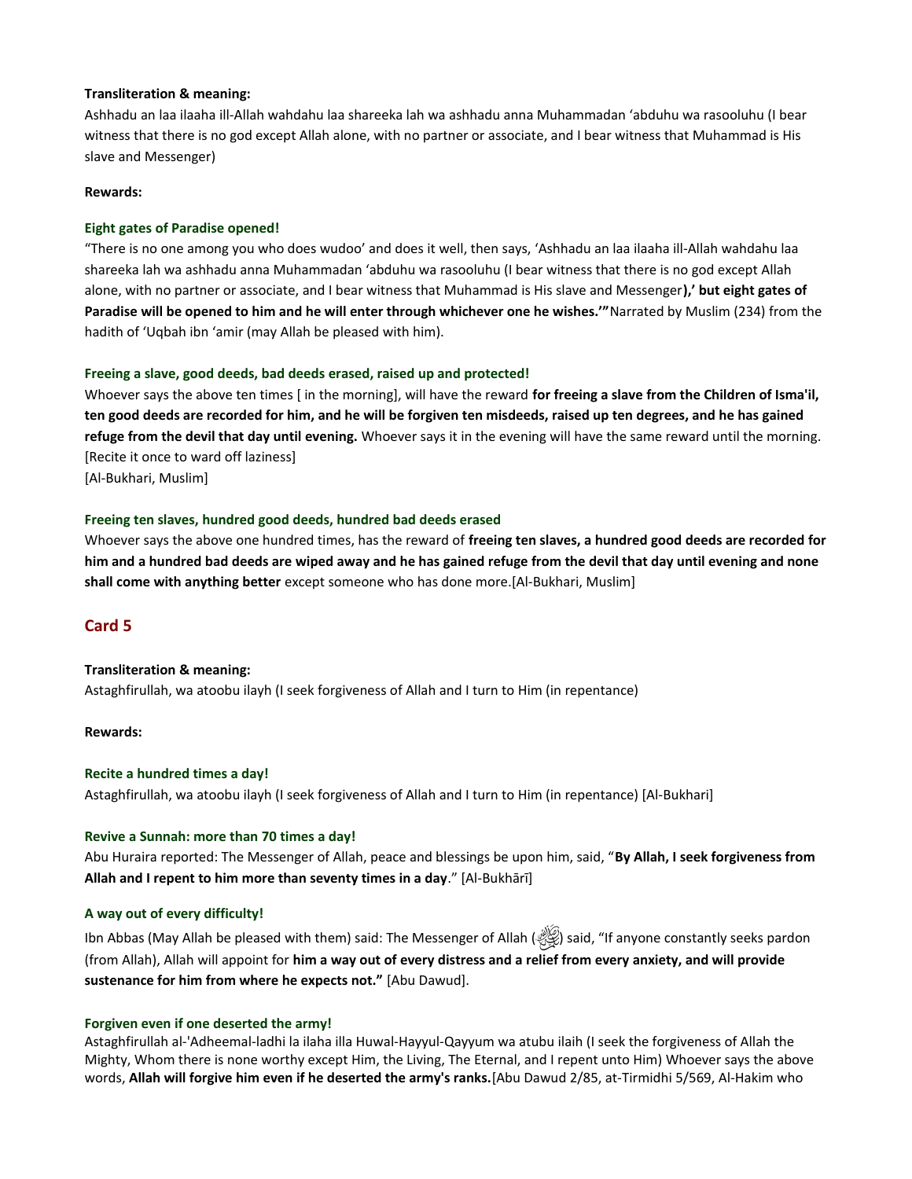**Transliteration & meaning:**

Ashhadu an laa ilaaha ill-Allah wahdahu laa shareeka lah wa ashhadu anna Muhammadan 'abduhu wa rasooluhu (I bear witness that there is no god except Allah alone, with no partner or associate, and I bear witness that Muhammad is His slave and Messenger)

**Rewards:**

**Eight gates of Paradise opened!**

"There is no one among you who does wudoo' and does it well, then says, 'Ashhadu an laa ilaaha ill-Allah wahdahu laa shareeka lah wa ashhadu anna Muhammadan 'abduhu wa rasooluhu (I bear witness that there is no god except Allah alone, with no partner or associate, and I bear witness that Muhammad is His slave and Messenger**),' but eight gates of Paradise will be opened to him and he will enter through whichever one he wishes.'"**Narrated by Muslim (234) from the hadith of 'Uqbah ibn 'amir (may Allah be pleased with him).

**Freeing a slave, good deeds, bad deeds erased, raised up and protected!**

Whoever says the above ten times [ in the morning], will have the reward **for freeing a slave from the Children of Isma'il, ten good deeds are recorded for him, and he will be forgiven ten misdeeds, raised up ten degrees, and he has gained refuge from the devil that day until evening.** Whoever says it in the evening will have the same reward until the morning.
[Recite it once to ward off laziness]
[Al-Bukhari, Muslim]

**Freeing ten slaves, hundred good deeds, hundred bad deeds erased**

Whoever says the above one hundred times, has the reward of **freeing ten slaves, a hundred good deeds are recorded for him and a hundred bad deeds are wiped away and he has gained refuge from the devil that day until evening and none shall come with anything better** except someone who has done more.[Al-Bukhari, Muslim]

## Card 5

**Transliteration & meaning:**

Astaghfirullah, wa atoobu ilayh (I seek forgiveness of Allah and I turn to Him (in repentance)

**Rewards:**

**Recite a hundred times a day!**

Astaghfirullah, wa atoobu ilayh (I seek forgiveness of Allah and I turn to Him (in repentance) [Al-Bukhari]

**Revive a Sunnah: more than 70 times a day!**

Abu Huraira reported: The Messenger of Allah, peace and blessings be upon him, said, "**By Allah, I seek forgiveness from Allah and I repent to him more than seventy times in a day**." [Al-Bukhārī]

**A way out of every difficulty!**

Ibn Abbas (May Allah be pleased with them) said: The Messenger of Allah (ﷺ) said, "If anyone constantly seeks pardon (from Allah), Allah will appoint for **him a way out of every distress and a relief from every anxiety, and will provide sustenance for him from where he expects not."** [Abu Dawud].

**Forgiven even if one deserted the army!**

Astaghfirullah al-'Adheemal-ladhi la ilaha illa Huwal-Hayyul-Qayyum wa atubu ilaih (I seek the forgiveness of Allah the Mighty, Whom there is none worthy except Him, the Living, The Eternal, and I repent unto Him) Whoever says the above words, **Allah will forgive him even if he deserted the army's ranks.**[Abu Dawud 2/85, at-Tirmidhi 5/569, Al-Hakim who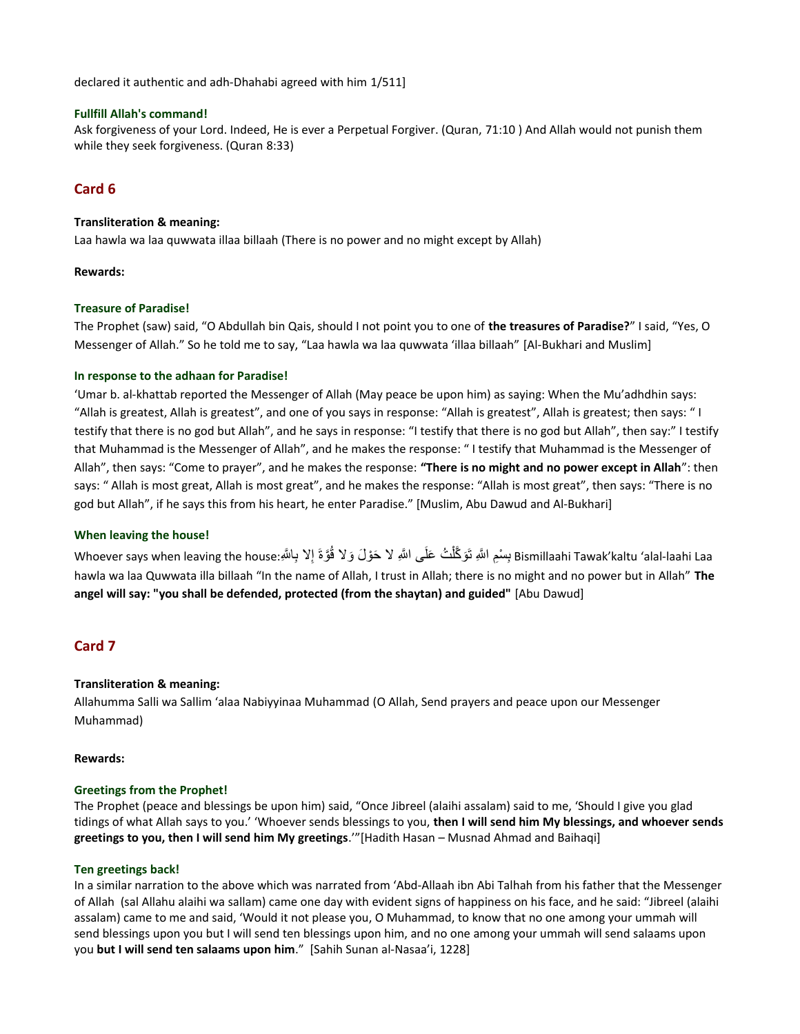declared it authentic and adh-Dhahabi agreed with him 1/511]

**Fullfill Allah's command!**
Ask forgiveness of your Lord. Indeed, He is ever a Perpetual Forgiver. (Quran, 71:10 ) And Allah would not punish them while they seek forgiveness. (Quran 8:33)

## Card 6

**Transliteration & meaning:**
Laa hawla wa laa quwwata illaa billaah (There is no power and no might except by Allah)

**Rewards:**

**Treasure of Paradise!**
The Prophet (saw) said, "O Abdullah bin Qais, should I not point you to one of **the treasures of Paradise?**" I said, "Yes, O Messenger of Allah." So he told me to say, "Laa hawla wa laa quwwata 'illaa billaah" [Al-Bukhari and Muslim]

**In response to the adhaan for Paradise!**
'Umar b. al-khattab reported the Messenger of Allah (May peace be upon him) as saying: When the Mu'adhdhin says: "Allah is greatest, Allah is greatest", and one of you says in response: "Allah is greatest", Allah is greatest; then says: " I testify that there is no god but Allah", and he says in response: "I testify that there is no god but Allah", then say:" I testify that Muhammad is the Messenger of Allah", and he makes the response: " I testify that Muhammad is the Messenger of Allah", then says: "Come to prayer", and he makes the response: **"There is no might and no power except in Allah"**: then says: " Allah is most great, Allah is most great", and he makes the response: "Allah is most great", then says: "There is no god but Allah", if he says this from his heart, he enter Paradise." [Muslim, Abu Dawud and Al-Bukhari]

**When leaving the house!**
Whoever says when leaving the house:بِسْمِ اللَّهِ تَوَكَّلْتُ عَلَى اللَّهِ لا حَوْلَ وَلا قُوَّةَ إِلا بِاللَّهِ Bismillaahi Tawak'kaltu 'alal-laahi Laa hawla wa laa Quwwata illa billaah "In the name of Allah, I trust in Allah; there is no might and no power but in Allah" **The angel will say: "you shall be defended, protected (from the shaytan) and guided"** [Abu Dawud]

## Card 7

**Transliteration & meaning:**
Allahumma Salli wa Sallim 'alaa Nabiyyinaa Muhammad (O Allah, Send prayers and peace upon our Messenger Muhammad)

**Rewards:**

**Greetings from the Prophet!**
The Prophet (peace and blessings be upon him) said, "Once Jibreel (alaihi assalam) said to me, 'Should I give you glad tidings of what Allah says to you.' 'Whoever sends blessings to you, **then I will send him My blessings, and whoever sends greetings to you, then I will send him My greetings**.'"[Hadith Hasan – Musnad Ahmad and Baihaqi]

**Ten greetings back!**
In a similar narration to the above which was narrated from 'Abd-Allaah ibn Abi Talhah from his father that the Messenger of Allah (sal Allahu alaihi wa sallam) came one day with evident signs of happiness on his face, and he said: "Jibreel (alaihi assalam) came to me and said, 'Would it not please you, O Muhammad, to know that no one among your ummah will send blessings upon you but I will send ten blessings upon him, and no one among your ummah will send salaams upon you **but I will send ten salaams upon him**." [Sahih Sunan al-Nasaa'i, 1228]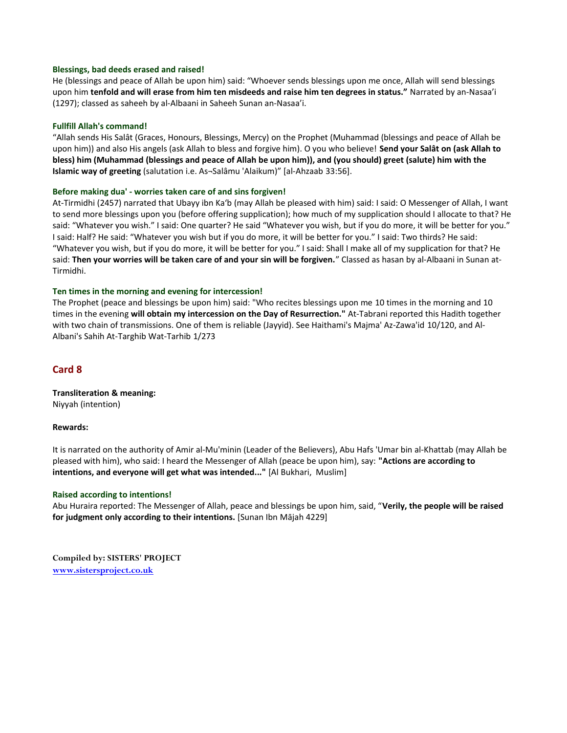### Blessings, bad deeds erased and raised!

He (blessings and peace of Allah be upon him) said: "Whoever sends blessings upon me once, Allah will send blessings upon him **tenfold and will erase from him ten misdeeds and raise him ten degrees in status."** Narrated by an-Nasaa'i (1297); classed as saheeh by al-Albaani in Saheeh Sunan an-Nasaa'i.

### Fullfill Allah's command!

"Allah sends His Salât (Graces, Honours, Blessings, Mercy) on the Prophet (Muhammad (blessings and peace of Allah be upon him)) and also His angels (ask Allah to bless and forgive him). O you who believe! **Send your Salât on (ask Allah to bless) him (Muhammad (blessings and peace of Allah be upon him)), and (you should) greet (salute) him with the Islamic way of greeting** (salutation i.e. As¬Salâmu 'Alaikum)" [al-Ahzaab 33:56].

### Before making dua' - worries taken care of and sins forgiven!

At-Tirmidhi (2457) narrated that Ubayy ibn Ka'b (may Allah be pleased with him) said: I said: O Messenger of Allah, I want to send more blessings upon you (before offering supplication); how much of my supplication should I allocate to that? He said: "Whatever you wish." I said: One quarter? He said "Whatever you wish, but if you do more, it will be better for you." I said: Half? He said: "Whatever you wish but if you do more, it will be better for you." I said: Two thirds? He said: "Whatever you wish, but if you do more, it will be better for you." I said: Shall I make all of my supplication for that? He said: **Then your worries will be taken care of and your sin will be forgiven.**" Classed as hasan by al-Albaani in Sunan at-Tirmidhi.

### Ten times in the morning and evening for intercession!

The Prophet (peace and blessings be upon him) said: "Who recites blessings upon me 10 times in the morning and 10 times in the evening **will obtain my intercession on the Day of Resurrection."** At-Tabrani reported this Hadith together with two chain of transmissions. One of them is reliable (Jayyid). See Haithami's Majma' Az-Zawa'id 10/120, and Al-Albani's Sahih At-Targhib Wat-Tarhib 1/273

## Card 8

**Transliteration & meaning:**
Niyyah (intention)

**Rewards:**

It is narrated on the authority of Amir al-Mu'minin (Leader of the Believers), Abu Hafs 'Umar bin al-Khattab (may Allah be pleased with him), who said: I heard the Messenger of Allah (peace be upon him), say: **"Actions are according to intentions, and everyone will get what was intended..."** [Al Bukhari, Muslim]

### Raised according to intentions!

Abu Huraira reported: The Messenger of Allah, peace and blessings be upon him, said, "**Verily, the people will be raised for judgment only according to their intentions.** [Sunan Ibn Mājah 4229]

**Compiled by: SISTERS' PROJECT**
www.sistersproject.co.uk